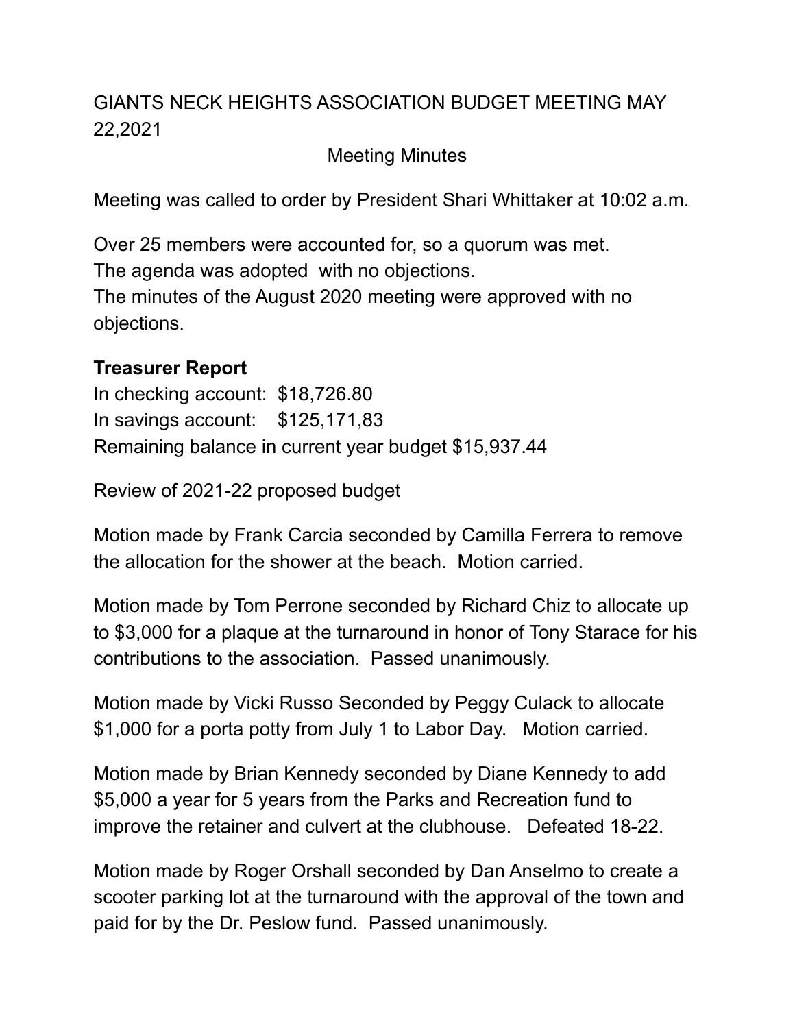# GIANTS NECK HEIGHTS ASSOCIATION BUDGET MEETING MAY 22,2021

Meeting Minutes

Meeting was called to order by President Shari Whittaker at 10:02 a.m.

Over 25 members were accounted for, so a quorum was met.
The agenda was adopted with no objections.
The minutes of the August 2020 meeting were approved with no objections.

**Treasurer Report**

In checking account: $18,726.80
In savings account: $125,171,83
Remaining balance in current year budget $15,937.44

Review of 2021-22 proposed budget

Motion made by Frank Carcia seconded by Camilla Ferrera to remove the allocation for the shower at the beach. Motion carried.

Motion made by Tom Perrone seconded by Richard Chiz to allocate up to $3,000 for a plaque at the turnaround in honor of Tony Starace for his contributions to the association. Passed unanimously.

Motion made by Vicki Russo Seconded by Peggy Culack to allocate $1,000 for a porta potty from July 1 to Labor Day. Motion carried.

Motion made by Brian Kennedy seconded by Diane Kennedy to add $5,000 a year for 5 years from the Parks and Recreation fund to improve the retainer and culvert at the clubhouse. Defeated 18-22.

Motion made by Roger Orshall seconded by Dan Anselmo to create a scooter parking lot at the turnaround with the approval of the town and paid for by the Dr. Peslow fund. Passed unanimously.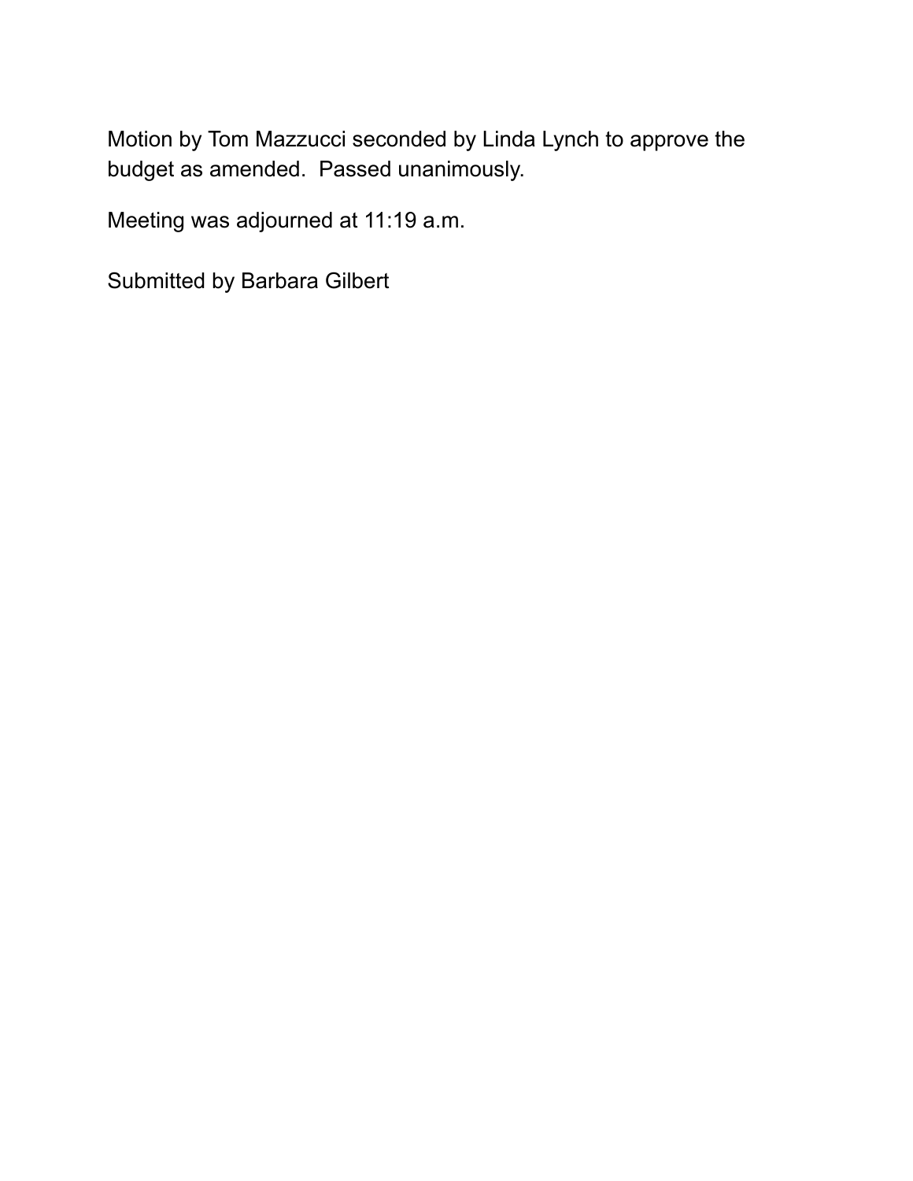Motion by Tom Mazzucci seconded by Linda Lynch to approve the budget as amended. Passed unanimously.

Meeting was adjourned at 11:19 a.m.

Submitted by Barbara Gilbert